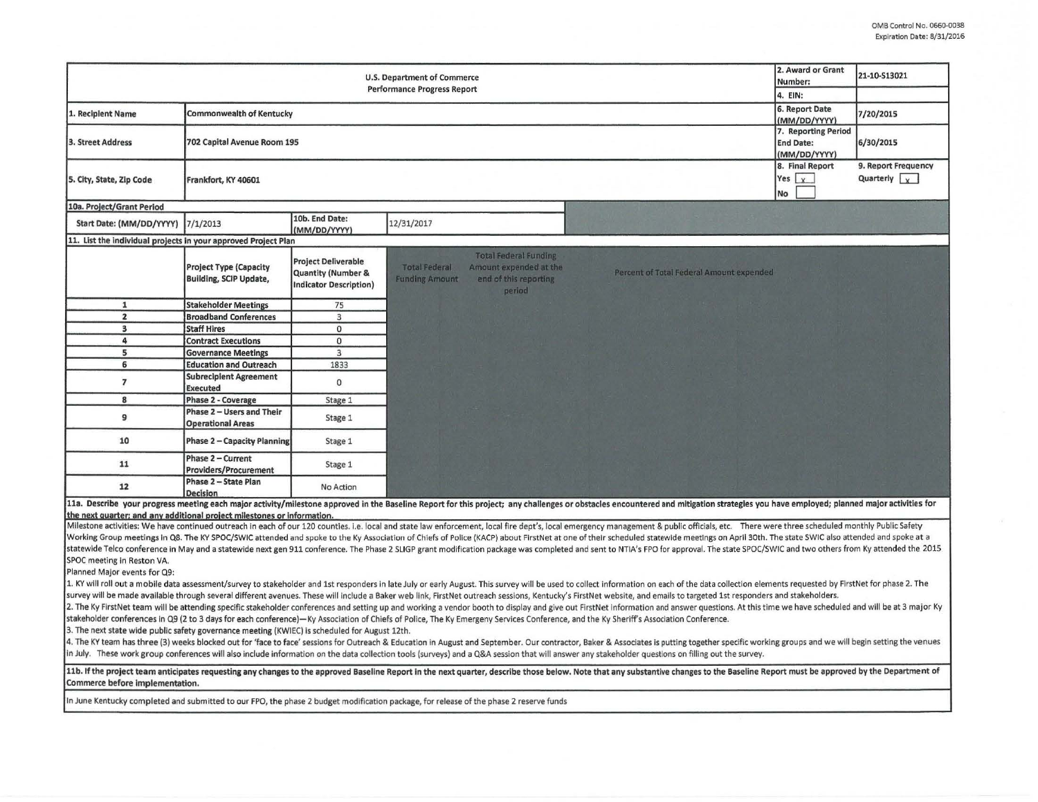OMB Control No. 0660-0038
Expiration Date: 8/31/2016

| U.S. Department of Commerce Performance Progress Report | | | | 2. Award or Grant Number: | 21-10-S13021 |
|---|---|---|---|---|---|
| | | | | 4. EIN: | |
| 1. Recipient Name | Commonwealth of Kentucky | | | 6. Report Date (MM/DD/YYYY) | 7/20/2015 |
| 3. Street Address | 702 Capital Avenue Room 195 | | | 7. Reporting Period End Date: (MM/DD/YYYY) | 6/30/2015 |
| 5. City, State, Zip Code | Frankfort, KY 40601 | | | 8. Final Report Yes [x] No [ ] | 9. Report Frequency Quarterly [x] |
| 10a. Project/Grant Period | | | | | |
| Start Date: (MM/DD/YYYY) | 7/1/2013 | 10b. End Date: (MM/DD/YYYY) | 12/31/2017 | | |

11. List the individual projects in your approved Project Plan

| | Project Type (Capacity Building, SCIP Update, | Project Deliverable Quantity (Number & Indicator Description) | Total Federal Funding Amount | Total Federal Funding Amount expended at the end of this reporting period | Percent of Total Federal Amount expended |
|---|---|---|---|---|---|
| 1 | Stakeholder Meetings | 75 | | | |
| 2 | Broadband Conferences | 3 | | | |
| 3 | Staff Hires | 0 | | | |
| 4 | Contract Executions | 0 | | | |
| 5 | Governance Meetings | 3 | | | |
| 6 | Education and Outreach | 1833 | | | |
| 7 | Subrecipient Agreement Executed | 0 | | | |
| 8 | Phase 2 - Coverage | Stage 1 | | | |
| 9 | Phase 2 – Users and Their Operational Areas | Stage 1 | | | |
| 10 | Phase 2 – Capacity Planning | Stage 1 | | | |
| 11 | Phase 2 – Current Providers/Procurement | Stage 1 | | | |
| 12 | Phase 2 – State Plan Decision | No Action | | | |

**11a. Describe your progress meeting each major activity/milestone approved in the Baseline Report for this project; any challenges or obstacles encountered and mitigation strategies you have employed; planned major activities for the next quarter; and any additional project milestones or information.**

Milestone activities: We have continued outreach in each of our 120 counties. i.e. local and state law enforcement, local fire dept's, local emergency management & public officials, etc. There were three scheduled monthly Public Safety Working Group meetings in Q8. The KY SPOC/SWIC attended and spoke to the Ky Association of Chiefs of Police (KACP) about FirstNet at one of their scheduled statewide meetings on April 30th. The state SWIC also attended and spoke at a statewide Telco conference in May and a statewide next gen 911 conference. The Phase 2 SLIGP grant modification package was completed and sent to NTIA's FPO for approval. The state SPOC/SWIC and two others from Ky attended the 2015 SPOC meeting in Reston VA.

Planned Major events for Q9:

1. KY will roll out a mobile data assessment/survey to stakeholder and 1st responders in late July or early August. This survey will be used to collect information on each of the data collection elements requested by FirstNet for phase 2. The survey will be made available through several different avenues. These will include a Baker web link, FirstNet outreach sessions, Kentucky's FirstNet website, and emails to targeted 1st responders and stakeholders.
2. The Ky FirstNet team will be attending specific stakeholder conferences and setting up and working a vendor booth to display and give out FirstNet information and answer questions. At this time we have scheduled and will be at 3 major Ky stakeholder conferences in Q9 (2 to 3 days for each conference)—Ky Association of Chiefs of Police, The Ky Emergeny Services Conference, and the Ky Sheriff's Association Conference.
3. The next state wide public safety governance meeting (KWIEC) is scheduled for August 12th.
4. The KY team has three (3) weeks blocked out for 'face to face' sessions for Outreach & Education in August and September. Our contractor, Baker & Associates is putting together specific working groups and we will begin setting the venues in July. These work group conferences will also include information on the data collection tools (surveys) and a Q&A session that will answer any stakeholder questions on filling out the survey.

**11b. If the project team anticipates requesting any changes to the approved Baseline Report in the next quarter, describe those below. Note that any substantive changes to the Baseline Report must be approved by the Department of Commerce before implementation.**

In June Kentucky completed and submitted to our FPO, the phase 2 budget modification package, for release of the phase 2 reserve funds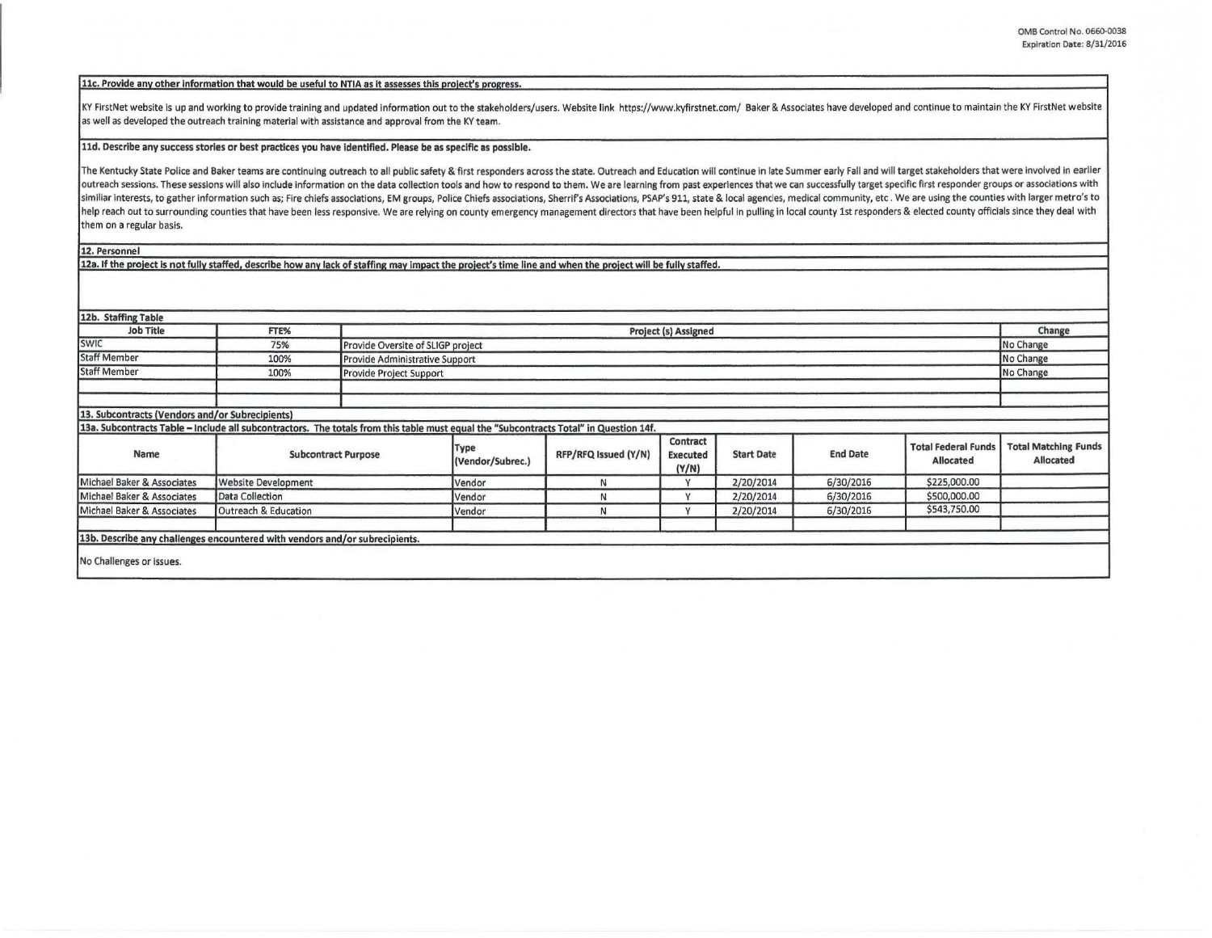**11c. Provide any other information that would be useful to NTIA as it assesses this project's progress.**

KY FirstNet website is up and working to provide training and updated information out to the stakeholders/users. Website link https://www.kyfirstnet.com/ Baker & Associates have developed and continue to maintain the KY FirstNet website as well as developed the outreach training material with assistance and approval from the KY team.

**11d. Describe any success stories or best practices you have identified. Please be as specific as possible.**

The Kentucky State Police and Baker teams are continuing outreach to all public safety & first responders across the state. Outreach and Education will continue in late Summer early Fall and will target stakeholders that were involved in earlier outreach sessions. These sessions will also include information on the data collection tools and how to respond to them. We are learning from past experiences that we can successfully target specific first responder groups or associations with similiar interests, to gather information such as; Fire chiefs associations, EM groups, Police Chiefs associations, Sherrif's Associations, PSAP's 911, state & local agencies, medical community, etc . We are using the counties with larger metro's to help reach out to surrounding counties that have been less responsive. We are relying on county emergency management directors that have been helpful in pulling in local county 1st responders & elected county officials since they deal with them on a regular basis.

**12. Personnel**

**12a. If the project is not fully staffed, describe how any lack of staffing may impact the project's time line and when the project will be fully staffed.**

**12b. Staffing Table**

| Job Title | FTE% | Project (s) Assigned | Change |
|---|---|---|---|
| SWIC | 75% | Provide Oversite of SLIGP project | No Change |
| Staff Member | 100% | Provide Administrative Support | No Change |
| Staff Member | 100% | Provide Project Support | No Change |
| | | | |

**13. Subcontracts (Vendors and/or Subrecipients)**

**13a. Subcontracts Table – Include all subcontractors. The totals from this table must equal the "Subcontracts Total" in Question 14f.**

| Name | Subcontract Purpose | Type (Vendor/Subrec.) | RFP/RFQ Issued (Y/N) | Contract Executed (Y/N) | Start Date | End Date | Total Federal Funds Allocated | Total Matching Funds Allocated |
|---|---|---|---|---|---|---|---|---|
| Michael Baker & Associates | Website Development | Vendor | N | Y | 2/20/2014 | 6/30/2016 | $225,000.00 | |
| Michael Baker & Associates | Data Collection | Vendor | N | Y | 2/20/2014 | 6/30/2016 | $500,000.00 | |
| Michael Baker & Associates | Outreach & Education | Vendor | N | Y | 2/20/2014 | 6/30/2016 | $543,750.00 | |
| | | | | | | | | |

**13b. Describe any challenges encountered with vendors and/or subrecipients.**

No Challenges or issues.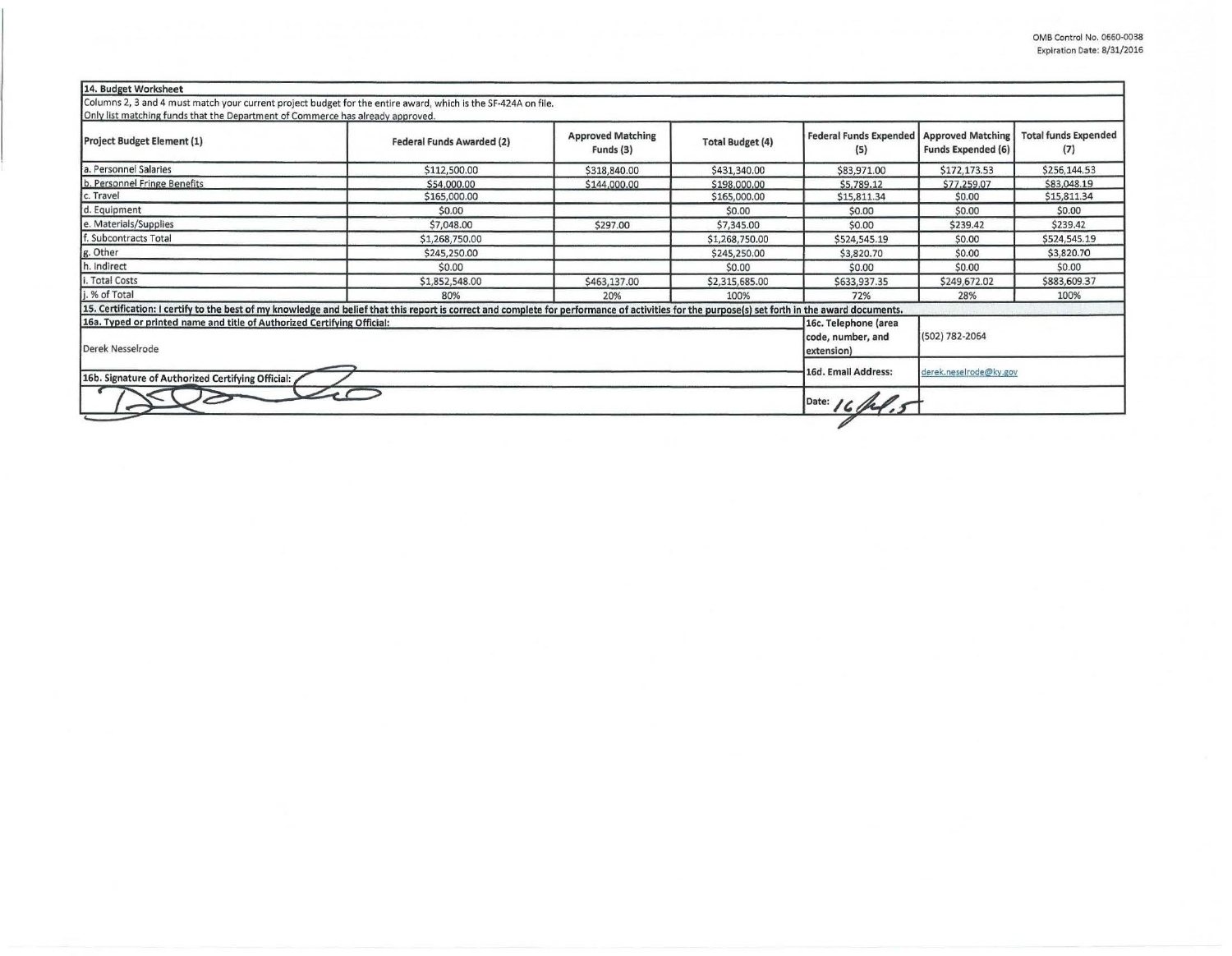## 14. Budget Worksheet

Columns 2, 3 and 4 must match your current project budget for the entire award, which is the SF-424A on file.
Only list matching funds that the Department of Commerce has already approved.

| Project Budget Element (1) | Federal Funds Awarded (2) | Approved Matching Funds (3) | Total Budget (4) | Federal Funds Expended (5) | Approved Matching Funds Expended (6) | Total funds Expended (7) |
|---|---|---|---|---|---|---|
| a. Personnel Salaries | $112,500.00 | $318,840.00 | $431,340.00 | $83,971.00 | $172,173.53 | $256,144.53 |
| b. Personnel Fringe Benefits | $54,000.00 | $144,000.00 | $198,000.00 | $5,789.12 | $77,259.07 | $83,048.19 |
| c. Travel | $165,000.00 | | $165,000.00 | $15,811.34 | $0.00 | $15,811.34 |
| d. Equipment | $0.00 | | $0.00 | $0.00 | $0.00 | $0.00 |
| e. Materials/Supplies | $7,048.00 | $297.00 | $7,345.00 | $0.00 | $239.42 | $239.42 |
| f. Subcontracts Total | $1,268,750.00 | | $1,268,750.00 | $524,545.19 | $0.00 | $524,545.19 |
| g. Other | $245,250.00 | | $245,250.00 | $3,820.70 | $0.00 | $3,820.70 |
| h. Indirect | $0.00 | | $0.00 | $0.00 | $0.00 | $0.00 |
| i. Total Costs | $1,852,548.00 | $463,137.00 | $2,315,685.00 | $633,937.35 | $249,672.02 | $883,609.37 |
| j. % of Total | 80% | 20% | 100% | 72% | 28% | 100% |

**15. Certification: I certify to the best of my knowledge and belief that this report is correct and complete for performance of activities for the purpose(s) set forth in the award documents.**

| | | |
|---|---|---|
| **16a. Typed or printed name and title of Authorized Certifying Official:** Derek Nesselrode | 16c. Telephone (area code, number, and extension) | (502) 782-2064 |
| **16b. Signature of Authorized Certifying Official:** [signature] | 16d. Email Address: | derek.neselrode@ky.gov |
| | Date: 16 Jul. 15 | |